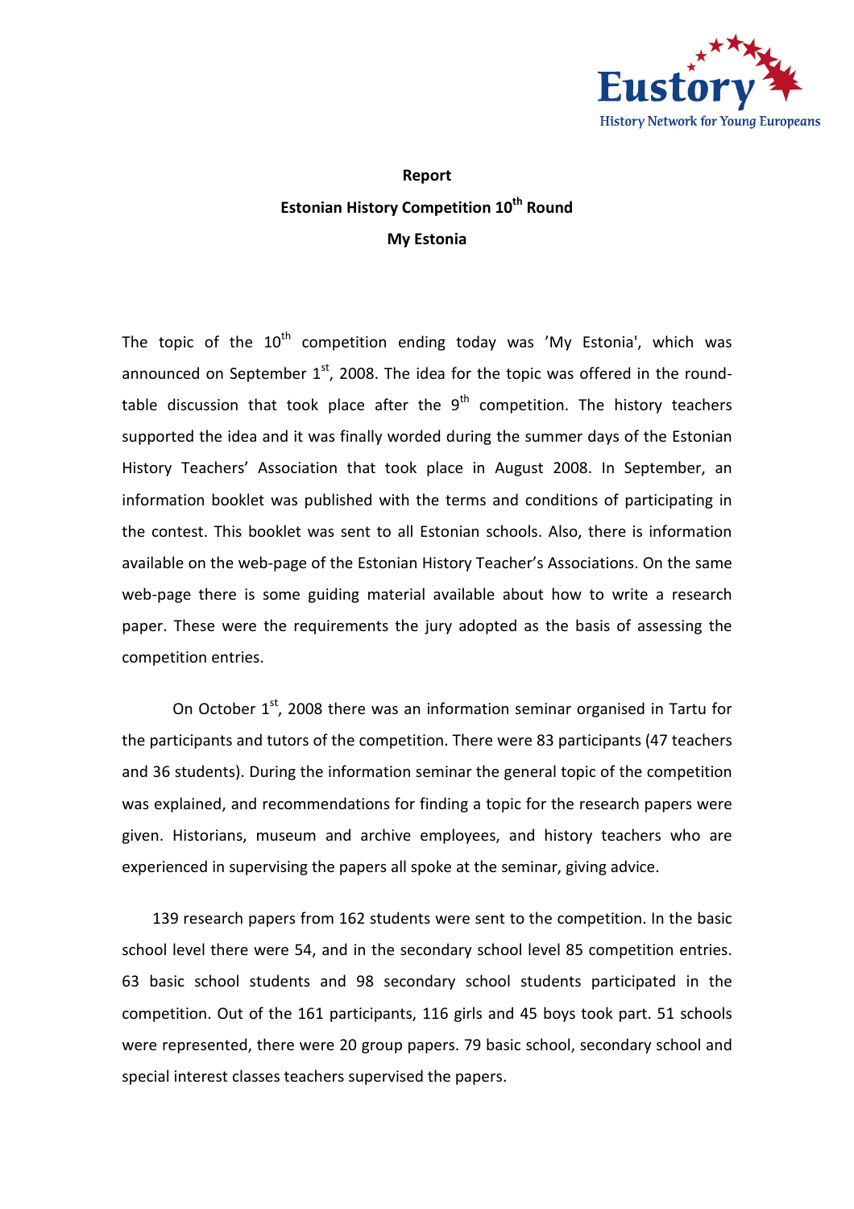**Report**

**Estonian History Competition 10th Round**

**My Estonia**

The topic of the 10th competition ending today was 'My Estonia', which was announced on September 1st, 2008. The idea for the topic was offered in the round-table discussion that took place after the 9th competition. The history teachers supported the idea and it was finally worded during the summer days of the Estonian History Teachers' Association that took place in August 2008. In September, an information booklet was published with the terms and conditions of participating in the contest. This booklet was sent to all Estonian schools. Also, there is information available on the web-page of the Estonian History Teacher's Associations. On the same web-page there is some guiding material available about how to write a research paper. These were the requirements the jury adopted as the basis of assessing the competition entries.

On October 1st, 2008 there was an information seminar organised in Tartu for the participants and tutors of the competition. There were 83 participants (47 teachers and 36 students). During the information seminar the general topic of the competition was explained, and recommendations for finding a topic for the research papers were given. Historians, museum and archive employees, and history teachers who are experienced in supervising the papers all spoke at the seminar, giving advice.

139 research papers from 162 students were sent to the competition. In the basic school level there were 54, and in the secondary school level 85 competition entries. 63 basic school students and 98 secondary school students participated in the competition. Out of the 161 participants, 116 girls and 45 boys took part. 51 schools were represented, there were 20 group papers. 79 basic school, secondary school and special interest classes teachers supervised the papers.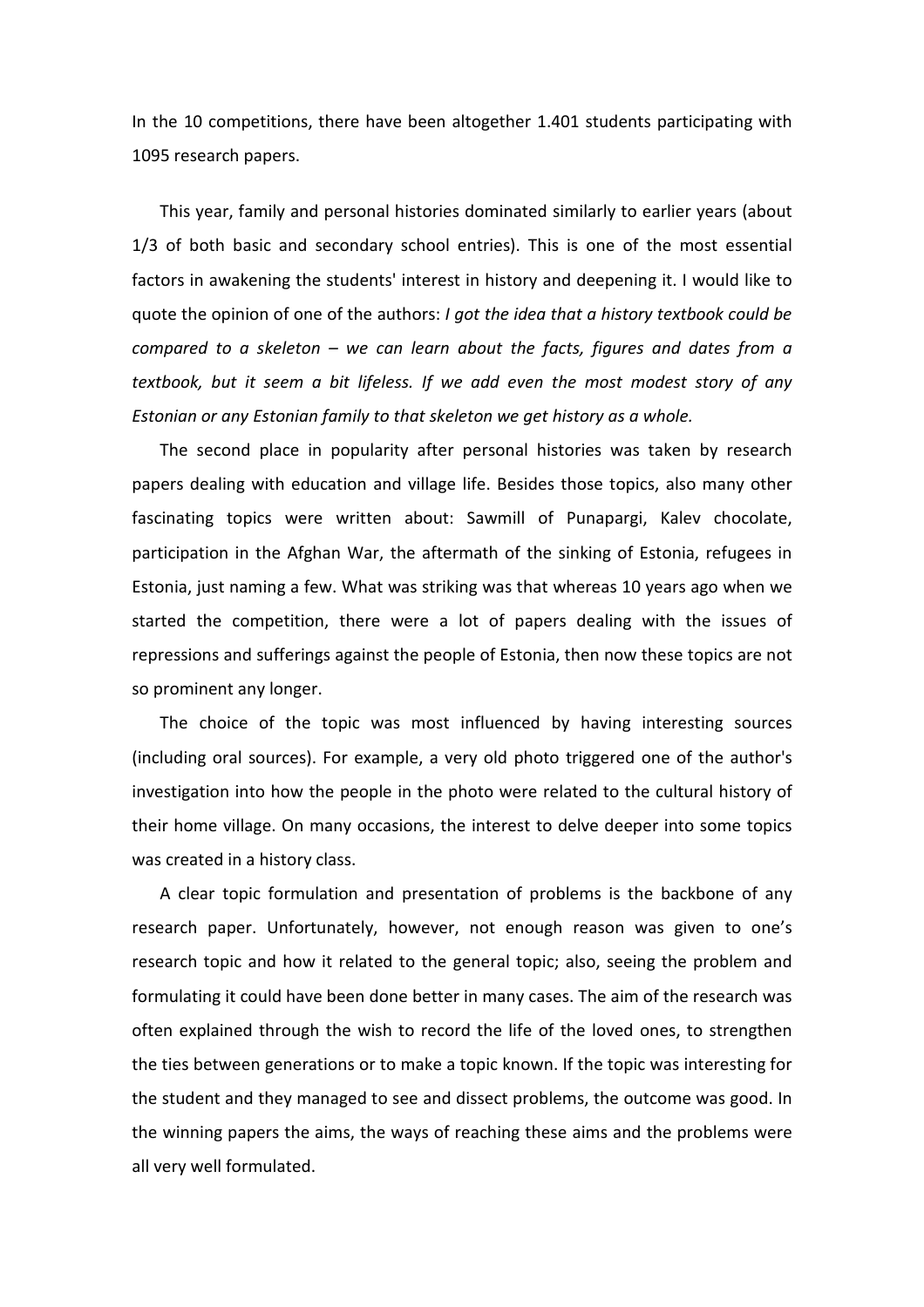In the 10 competitions, there have been altogether 1.401 students participating with 1095 research papers.

This year, family and personal histories dominated similarly to earlier years (about 1/3 of both basic and secondary school entries). This is one of the most essential factors in awakening the students' interest in history and deepening it. I would like to quote the opinion of one of the authors: *I got the idea that a history textbook could be compared to a skeleton – we can learn about the facts, figures and dates from a textbook, but it seem a bit lifeless. If we add even the most modest story of any Estonian or any Estonian family to that skeleton we get history as a whole.*

The second place in popularity after personal histories was taken by research papers dealing with education and village life. Besides those topics, also many other fascinating topics were written about: Sawmill of Punapargi, Kalev chocolate, participation in the Afghan War, the aftermath of the sinking of Estonia, refugees in Estonia, just naming a few. What was striking was that whereas 10 years ago when we started the competition, there were a lot of papers dealing with the issues of repressions and sufferings against the people of Estonia, then now these topics are not so prominent any longer.

The choice of the topic was most influenced by having interesting sources (including oral sources). For example, a very old photo triggered one of the author's investigation into how the people in the photo were related to the cultural history of their home village. On many occasions, the interest to delve deeper into some topics was created in a history class.

A clear topic formulation and presentation of problems is the backbone of any research paper. Unfortunately, however, not enough reason was given to one's research topic and how it related to the general topic; also, seeing the problem and formulating it could have been done better in many cases. The aim of the research was often explained through the wish to record the life of the loved ones, to strengthen the ties between generations or to make a topic known. If the topic was interesting for the student and they managed to see and dissect problems, the outcome was good. In the winning papers the aims, the ways of reaching these aims and the problems were all very well formulated.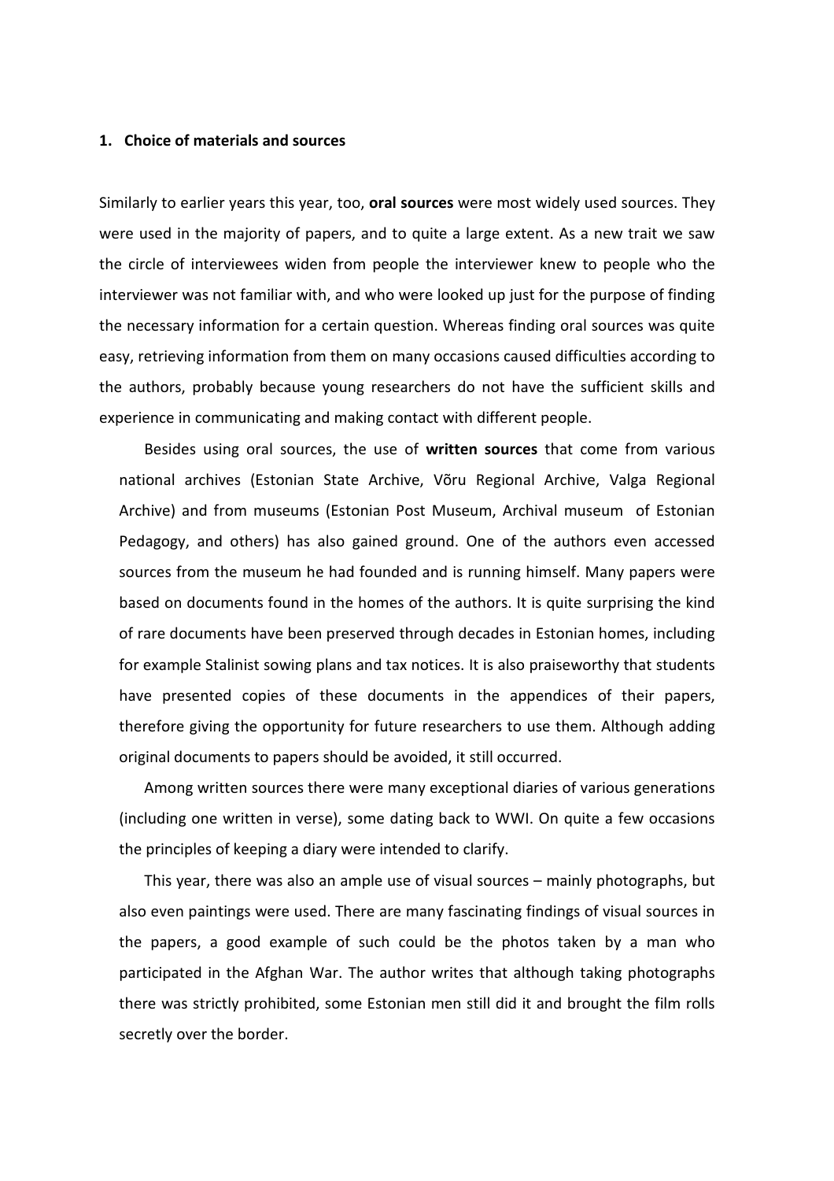## 1. Choice of materials and sources

Similarly to earlier years this year, too, **oral sources** were most widely used sources. They were used in the majority of papers, and to quite a large extent. As a new trait we saw the circle of interviewees widen from people the interviewer knew to people who the interviewer was not familiar with, and who were looked up just for the purpose of finding the necessary information for a certain question. Whereas finding oral sources was quite easy, retrieving information from them on many occasions caused difficulties according to the authors, probably because young researchers do not have the sufficient skills and experience in communicating and making contact with different people.

Besides using oral sources, the use of **written sources** that come from various national archives (Estonian State Archive, Võru Regional Archive, Valga Regional Archive) and from museums (Estonian Post Museum, Archival museum of Estonian Pedagogy, and others) has also gained ground. One of the authors even accessed sources from the museum he had founded and is running himself. Many papers were based on documents found in the homes of the authors. It is quite surprising the kind of rare documents have been preserved through decades in Estonian homes, including for example Stalinist sowing plans and tax notices. It is also praiseworthy that students have presented copies of these documents in the appendices of their papers, therefore giving the opportunity for future researchers to use them. Although adding original documents to papers should be avoided, it still occurred.

Among written sources there were many exceptional diaries of various generations (including one written in verse), some dating back to WWI. On quite a few occasions the principles of keeping a diary were intended to clarify.

This year, there was also an ample use of visual sources – mainly photographs, but also even paintings were used. There are many fascinating findings of visual sources in the papers, a good example of such could be the photos taken by a man who participated in the Afghan War. The author writes that although taking photographs there was strictly prohibited, some Estonian men still did it and brought the film rolls secretly over the border.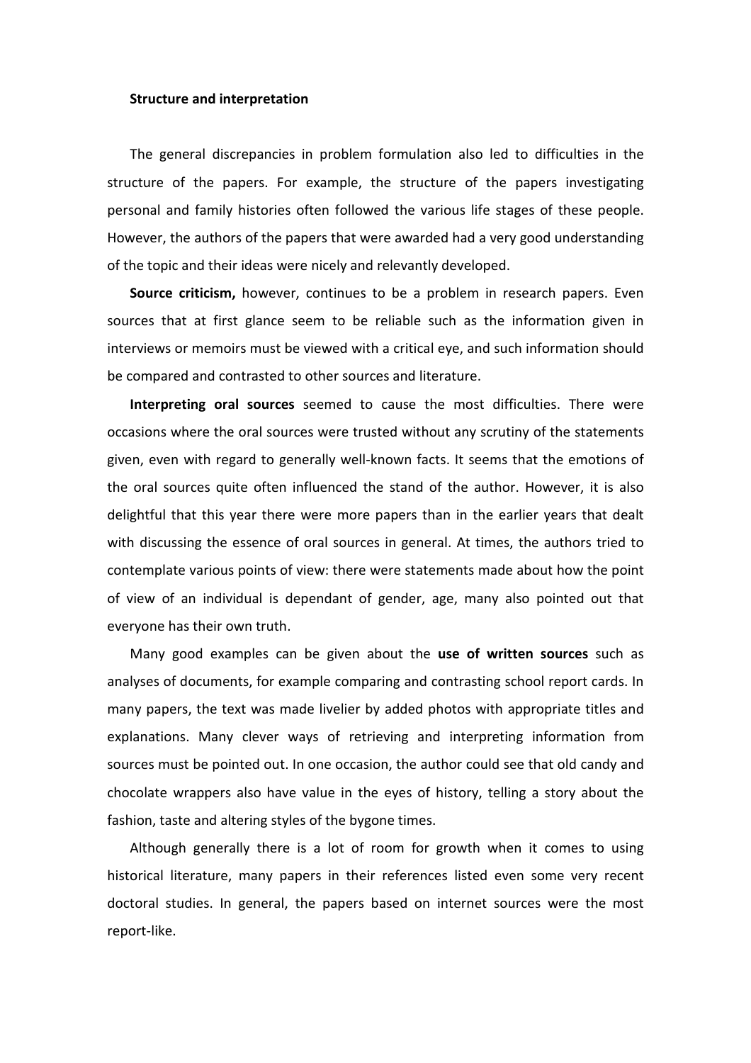**Structure and interpretation**

The general discrepancies in problem formulation also led to difficulties in the structure of the papers. For example, the structure of the papers investigating personal and family histories often followed the various life stages of these people. However, the authors of the papers that were awarded had a very good understanding of the topic and their ideas were nicely and relevantly developed.

**Source criticism,** however, continues to be a problem in research papers. Even sources that at first glance seem to be reliable such as the information given in interviews or memoirs must be viewed with a critical eye, and such information should be compared and contrasted to other sources and literature.

**Interpreting oral sources** seemed to cause the most difficulties. There were occasions where the oral sources were trusted without any scrutiny of the statements given, even with regard to generally well-known facts. It seems that the emotions of the oral sources quite often influenced the stand of the author. However, it is also delightful that this year there were more papers than in the earlier years that dealt with discussing the essence of oral sources in general. At times, the authors tried to contemplate various points of view: there were statements made about how the point of view of an individual is dependant of gender, age, many also pointed out that everyone has their own truth.

Many good examples can be given about the **use of written sources** such as analyses of documents, for example comparing and contrasting school report cards. In many papers, the text was made livelier by added photos with appropriate titles and explanations. Many clever ways of retrieving and interpreting information from sources must be pointed out. In one occasion, the author could see that old candy and chocolate wrappers also have value in the eyes of history, telling a story about the fashion, taste and altering styles of the bygone times.

Although generally there is a lot of room for growth when it comes to using historical literature, many papers in their references listed even some very recent doctoral studies. In general, the papers based on internet sources were the most report-like.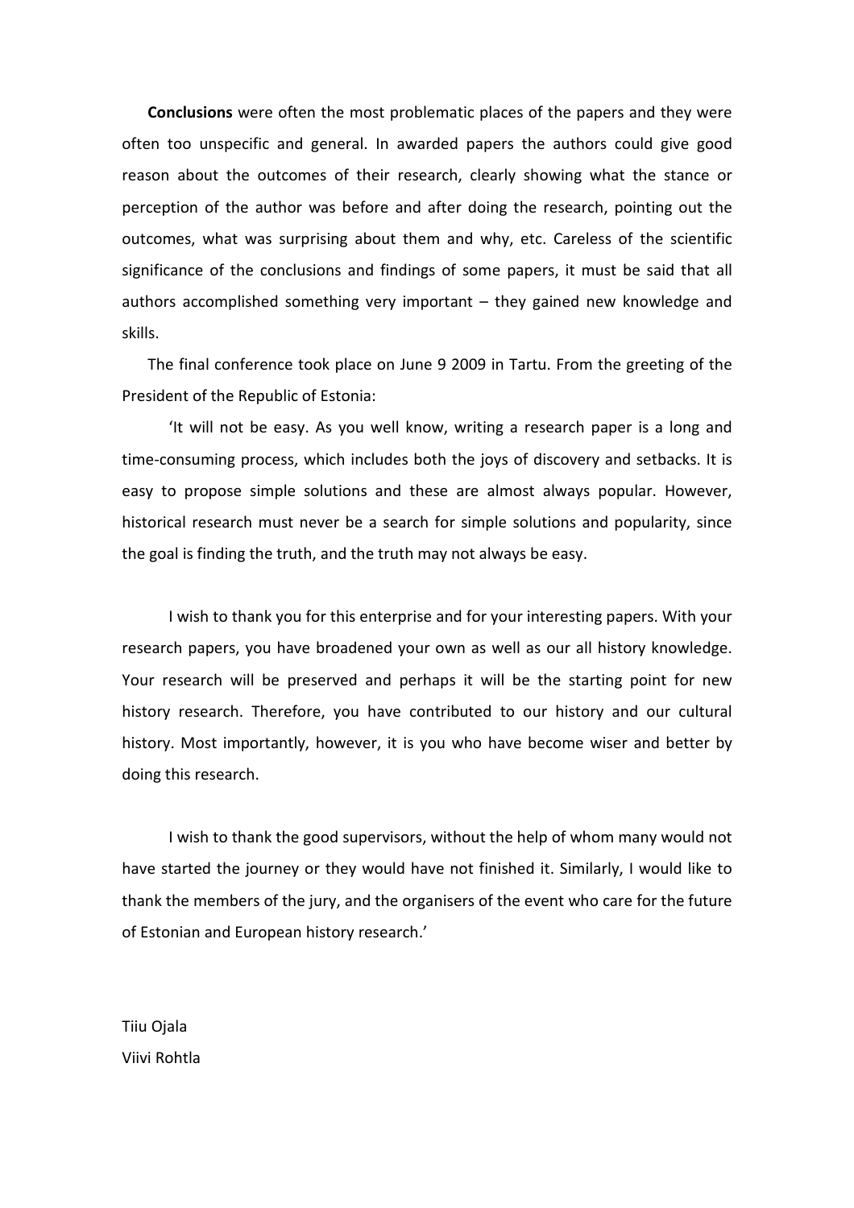**Conclusions** were often the most problematic places of the papers and they were often too unspecific and general. In awarded papers the authors could give good reason about the outcomes of their research, clearly showing what the stance or perception of the author was before and after doing the research, pointing out the outcomes, what was surprising about them and why, etc. Careless of the scientific significance of the conclusions and findings of some papers, it must be said that all authors accomplished something very important – they gained new knowledge and skills.

The final conference took place on June 9 2009 in Tartu. From the greeting of the President of the Republic of Estonia:

'It will not be easy. As you well know, writing a research paper is a long and time-consuming process, which includes both the joys of discovery and setbacks. It is easy to propose simple solutions and these are almost always popular. However, historical research must never be a search for simple solutions and popularity, since the goal is finding the truth, and the truth may not always be easy.

I wish to thank you for this enterprise and for your interesting papers. With your research papers, you have broadened your own as well as our all history knowledge. Your research will be preserved and perhaps it will be the starting point for new history research. Therefore, you have contributed to our history and our cultural history. Most importantly, however, it is you who have become wiser and better by doing this research.

I wish to thank the good supervisors, without the help of whom many would not have started the journey or they would have not finished it. Similarly, I would like to thank the members of the jury, and the organisers of the event who care for the future of Estonian and European history research.'

Tiiu Ojala  
Viivi Rohtla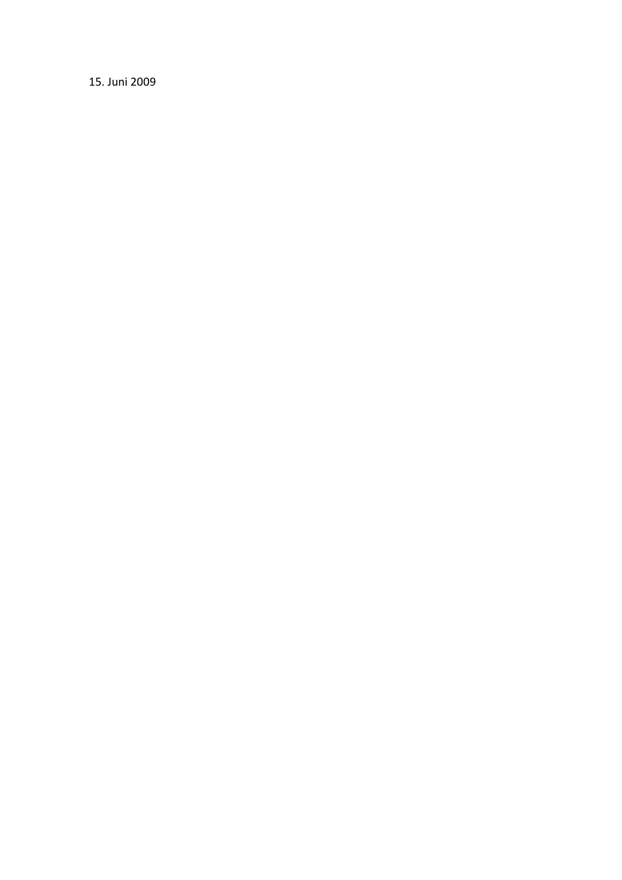15. Juni 2009